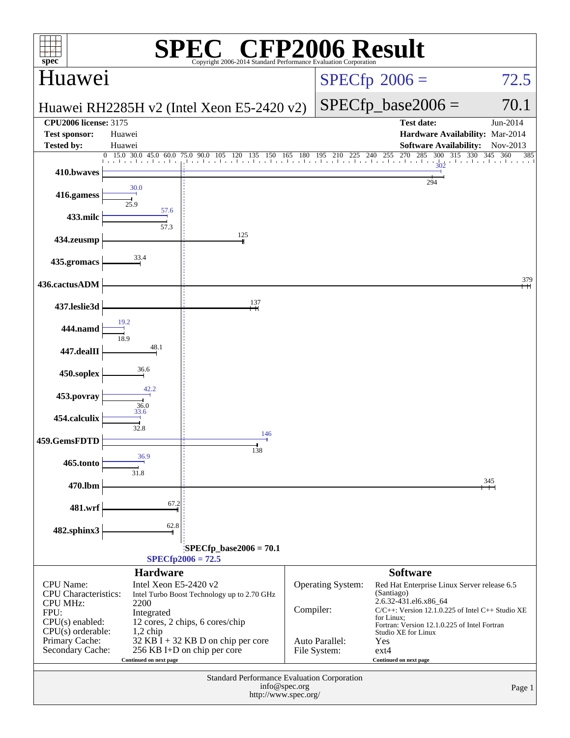# SPEC® CFP2006 Result

Copyright 2006-2014 Standard Performance Evaluation Corporation

## Huawei

Huawei RH2285H v2 (Intel Xeon E5-2420 v2)

SPECfp 2006 = 72.5

SPECfp_base2006 = 70.1

| | | | |
|---|---|---|---|
| **CPU2006 license:** 3175 | | **Test date:** | Jun-2014 |
| **Test sponsor:** | Huawei | **Hardware Availability:** | Mar-2014 |
| **Tested by:** | Huawei | **Software Availability:** | Nov-2013 |

| Benchmark | Peak | Base |
|---|---|---|
| 410.bwaves | 302 | 294 |
| 416.gamess | 30.0 | 25.9 |
| 433.milc | 57.6 | 57.3 |
| 434.zeusmp | | 125 |
| 435.gromacs | | 33.4 |
| 436.cactusADM | | 379 |
| 437.leslie3d | | 137 |
| 444.namd | 19.2 | 18.9 |
| 447.dealII | | 48.1 |
| 450.soplex | | 36.6 |
| 453.povray | 42.2 | 36.0 |
| 454.calculix | 33.6 | 32.8 |
| 459.GemsFDTD | 146 | 138 |
| 465.tonto | 36.9 | 31.8 |
| 470.lbm | | 345 |
| 481.wrf | | 67.2 |
| 482.sphinx3 | | 62.8 |

SPECfp_base2006 = 70.1

SPECfp2006 = 72.5

### Hardware

| | |
|---|---|
| CPU Name: | Intel Xeon E5-2420 v2 |
| CPU Characteristics: | Intel Turbo Boost Technology up to 2.70 GHz |
| CPU MHz: | 2200 |
| FPU: | Integrated |
| CPU(s) enabled: | 12 cores, 2 chips, 6 cores/chip |
| CPU(s) orderable: | 1,2 chip |
| Primary Cache: | 32 KB I + 32 KB D on chip per core |
| Secondary Cache: | 256 KB I+D on chip per core |

Continued on next page

### Software

| | |
|---|---|
| Operating System: | Red Hat Enterprise Linux Server release 6.5 (Santiago) 2.6.32-431.el6.x86_64 |
| Compiler: | C/C++: Version 12.1.0.225 of Intel C++ Studio XE for Linux; Fortran: Version 12.1.0.225 of Intel Fortran Studio XE for Linux |
| Auto Parallel: | Yes |
| File System: | ext4 |

Continued on next page

Standard Performance Evaluation Corporation
info@spec.org
http://www.spec.org/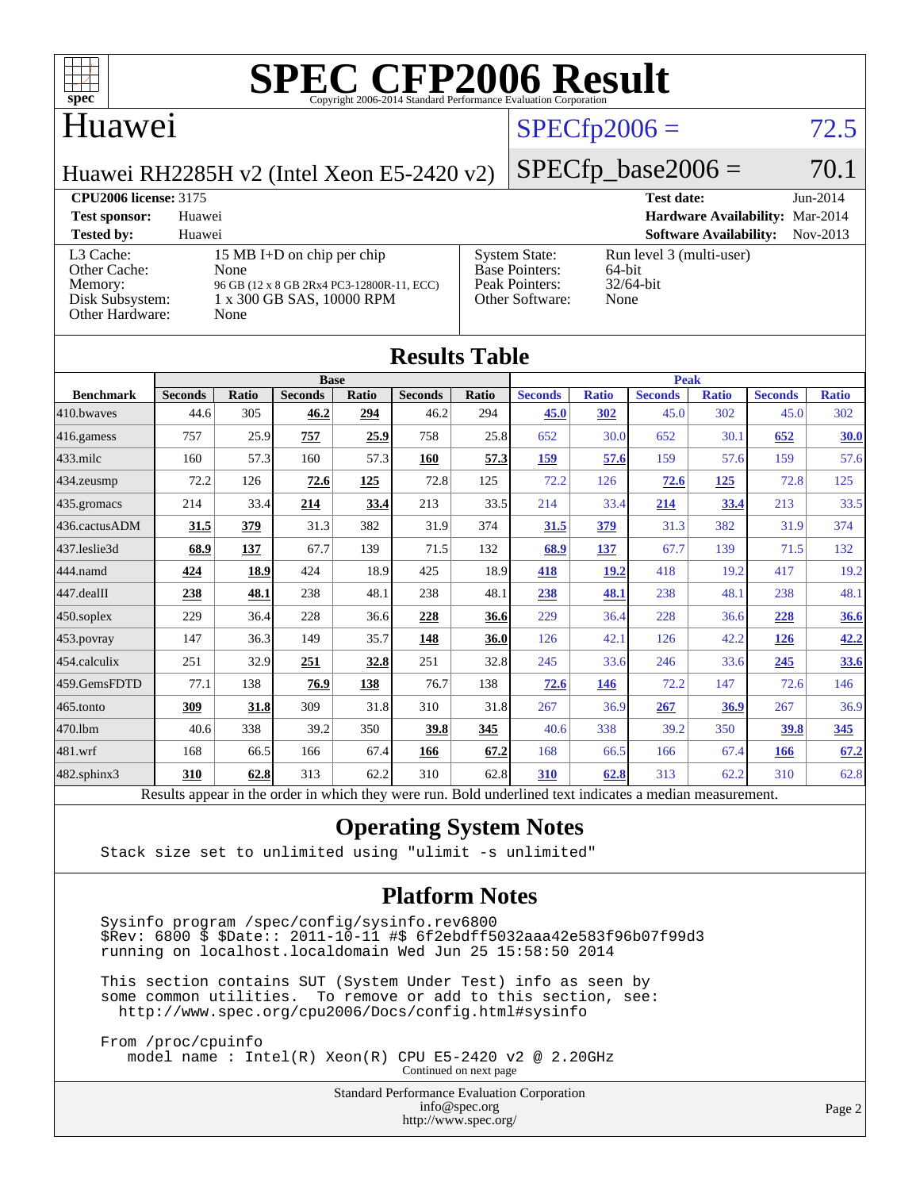# SPEC CFP2006 Result

Copyright 2006-2014 Standard Performance Evaluation Corporation

## Huawei

**Huawei RH2285H v2 (Intel Xeon E5-2420 v2)**

SPECfp2006 = 72.5

SPECfp_base2006 = 70.1

| **CPU2006 license:** 3175 | | **Test date:** | Jun-2014 |
|---|---|---|---|
| **Test sponsor:** | Huawei | **Hardware Availability:** | Mar-2014 |
| **Tested by:** | Huawei | **Software Availability:** | Nov-2013 |

| | | | |
|---|---|---|---|
| L3 Cache: | 15 MB I+D on chip per chip | System State: | Run level 3 (multi-user) |
| Other Cache: | None | Base Pointers: | 64-bit |
| Memory: | 96 GB (12 x 8 GB 2Rx4 PC3-12800R-11, ECC) | Peak Pointers: | 32/64-bit |
| Disk Subsystem: | 1 x 300 GB SAS, 10000 RPM | Other Software: | None |
| Other Hardware: | None | | |

## Results Table

| Benchmark | Base | | | | | | Peak | | | | | |
|---|---|---|---|---|---|---|---|---|---|---|---|---|
| | Seconds | Ratio | Seconds | Ratio | Seconds | Ratio | Seconds | Ratio | Seconds | Ratio | Seconds | Ratio |
| 410.bwaves | 44.6 | 305 | **46.2** | **294** | 46.2 | 294 | **45.0** | **302** | 45.0 | 302 | 45.0 | 302 |
| 416.gamess | 757 | 25.9 | **757** | **25.9** | 758 | 25.8 | 652 | 30.0 | 652 | 30.1 | **652** | **30.0** |
| 433.milc | 160 | 57.3 | 160 | 57.3 | **160** | **57.3** | **159** | **57.6** | 159 | 57.6 | 159 | 57.6 |
| 434.zeusmp | 72.2 | 126 | **72.6** | **125** | 72.8 | 125 | 72.2 | 126 | **72.6** | **125** | 72.8 | 125 |
| 435.gromacs | 214 | 33.4 | **214** | **33.4** | 213 | 33.5 | 214 | 33.4 | **214** | **33.4** | 213 | 33.5 |
| 436.cactusADM | **31.5** | **379** | 31.3 | 382 | 31.9 | 374 | **31.5** | **379** | 31.3 | 382 | 31.9 | 374 |
| 437.leslie3d | **68.9** | **137** | 67.7 | 139 | 71.5 | 132 | **68.9** | **137** | 67.7 | 139 | 71.5 | 132 |
| 444.namd | **424** | **18.9** | 424 | 18.9 | 425 | 18.9 | **418** | **19.2** | 418 | 19.2 | 417 | 19.2 |
| 447.dealII | **238** | **48.1** | 238 | 48.1 | 238 | 48.1 | **238** | **48.1** | 238 | 48.1 | 238 | 48.1 |
| 450.soplex | 229 | 36.4 | 228 | 36.6 | **228** | **36.6** | 229 | 36.4 | 228 | 36.6 | **228** | **36.6** |
| 453.povray | 147 | 36.3 | 149 | 35.7 | **148** | **36.0** | 126 | 42.1 | 126 | 42.2 | **126** | **42.2** |
| 454.calculix | 251 | 32.9 | **251** | **32.8** | 251 | 32.8 | 245 | 33.6 | 246 | 33.6 | **245** | **33.6** |
| 459.GemsFDTD | 77.1 | 138 | **76.9** | **138** | 76.7 | 138 | **72.6** | **146** | 72.2 | 147 | 72.6 | 146 |
| 465.tonto | **309** | **31.8** | 309 | 31.8 | 310 | 31.8 | 267 | 36.9 | **267** | **36.9** | 267 | 36.9 |
| 470.lbm | 40.6 | 338 | 39.2 | 350 | **39.8** | **345** | 40.6 | 338 | 39.2 | 350 | **39.8** | **345** |
| 481.wrf | 168 | 66.5 | 166 | 67.4 | **166** | **67.2** | 168 | 66.5 | 166 | 67.4 | **166** | **67.2** |
| 482.sphinx3 | **310** | **62.8** | 313 | 62.2 | 310 | 62.8 | **310** | **62.8** | 313 | 62.2 | 310 | 62.8 |

Results appear in the order in which they were run. Bold underlined text indicates a median measurement.

## Operating System Notes

```
Stack size set to unlimited using "ulimit -s unlimited"
```

## Platform Notes

```
Sysinfo program /spec/config/sysinfo.rev6800
$Rev: 6800 $ $Date:: 2011-10-11 #$ 6f2ebdff5032aaa42e583f96b07f99d3
running on localhost.localdomain Wed Jun 25 15:58:50 2014

This section contains SUT (System Under Test) info as seen by
some common utilities.  To remove or add to this section, see:
  http://www.spec.org/cpu2006/Docs/config.html#sysinfo

From /proc/cpuinfo
   model name : Intel(R) Xeon(R) CPU E5-2420 v2 @ 2.20GHz
```

Continued on next page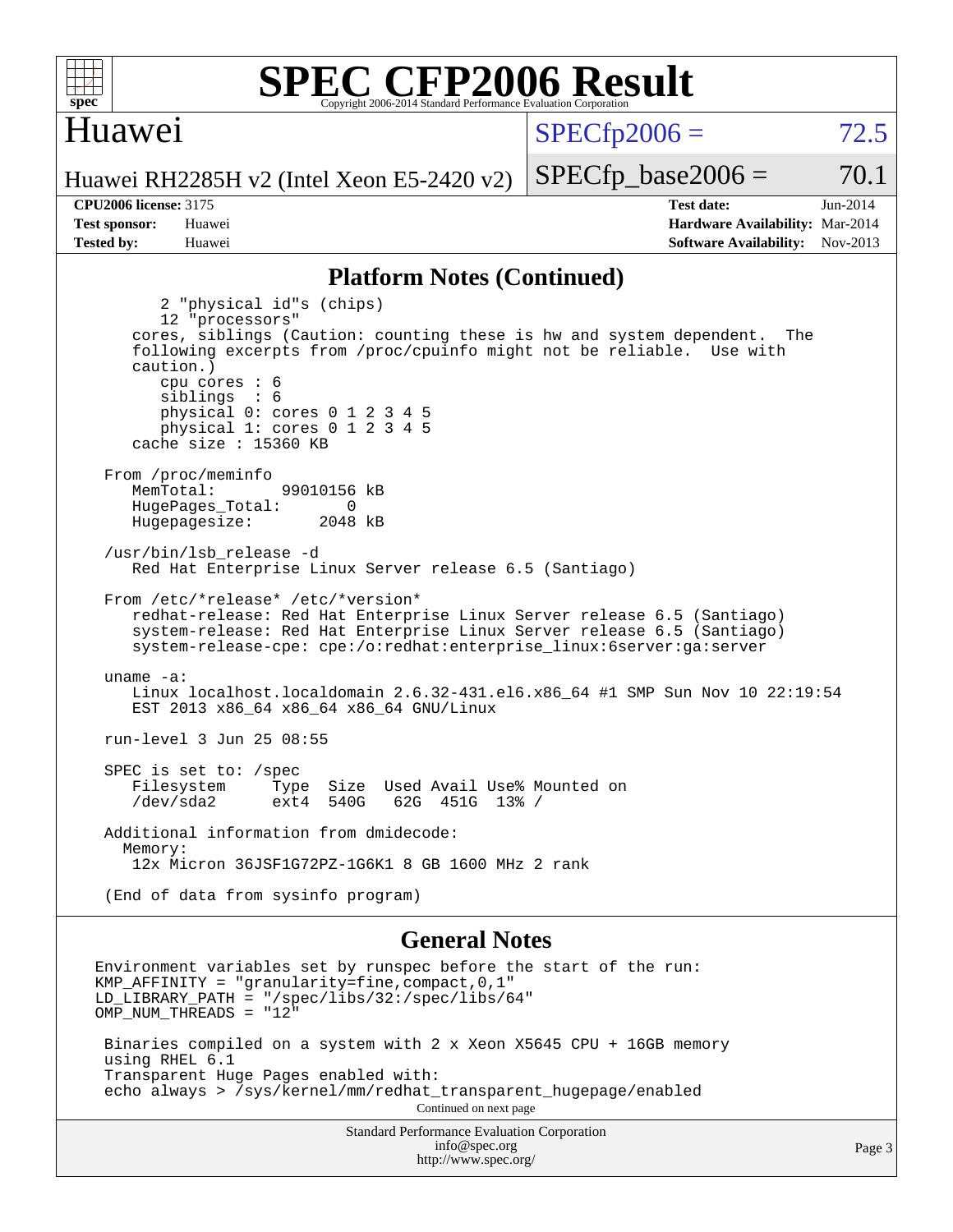# SPEC CFP2006 Result

## Huawei

Huawei RH2285H v2 (Intel Xeon E5-2420 v2)

SPECfp2006 = 72.5

SPECfp_base2006 = 70.1

**CPU2006 license:** 3175
**Test sponsor:** Huawei
**Tested by:** Huawei

**Test date:** Jun-2014
**Hardware Availability:** Mar-2014
**Software Availability:** Nov-2013

### Platform Notes (Continued)

```
        2 "physical id"s (chips)
        12 "processors"
    cores, siblings (Caution: counting these is hw and system dependent.  The
    following excerpts from /proc/cpuinfo might not be reliable.  Use with
    caution.)
        cpu cores : 6
        siblings  : 6
        physical 0: cores 0 1 2 3 4 5
        physical 1: cores 0 1 2 3 4 5
    cache size : 15360 KB

 From /proc/meminfo
    MemTotal:       99010156 kB
    HugePages_Total:       0
    Hugepagesize:       2048 kB

 /usr/bin/lsb_release -d
    Red Hat Enterprise Linux Server release 6.5 (Santiago)

 From /etc/*release* /etc/*version*
    redhat-release: Red Hat Enterprise Linux Server release 6.5 (Santiago)
    system-release: Red Hat Enterprise Linux Server release 6.5 (Santiago)
    system-release-cpe: cpe:/o:redhat:enterprise_linux:6server:ga:server

 uname -a:
    Linux localhost.localdomain 2.6.32-431.el6.x86_64 #1 SMP Sun Nov 10 22:19:54
    EST 2013 x86_64 x86_64 x86_64 GNU/Linux

 run-level 3 Jun 25 08:55

 SPEC is set to: /spec
    Filesystem     Type  Size  Used Avail Use% Mounted on
    /dev/sda2      ext4  540G   62G  451G  13% /

 Additional information from dmidecode:
   Memory:
    12x Micron 36JSF1G72PZ-1G6K1 8 GB 1600 MHz 2 rank

 (End of data from sysinfo program)
```

### General Notes

```
Environment variables set by runspec before the start of the run:
KMP_AFFINITY = "granularity=fine,compact,0,1"
LD_LIBRARY_PATH = "/spec/libs/32:/spec/libs/64"
OMP_NUM_THREADS = "12"

 Binaries compiled on a system with 2 x Xeon X5645 CPU + 16GB memory
 using RHEL 6.1
 Transparent Huge Pages enabled with:
 echo always > /sys/kernel/mm/redhat_transparent_hugepage/enabled
```

Continued on next page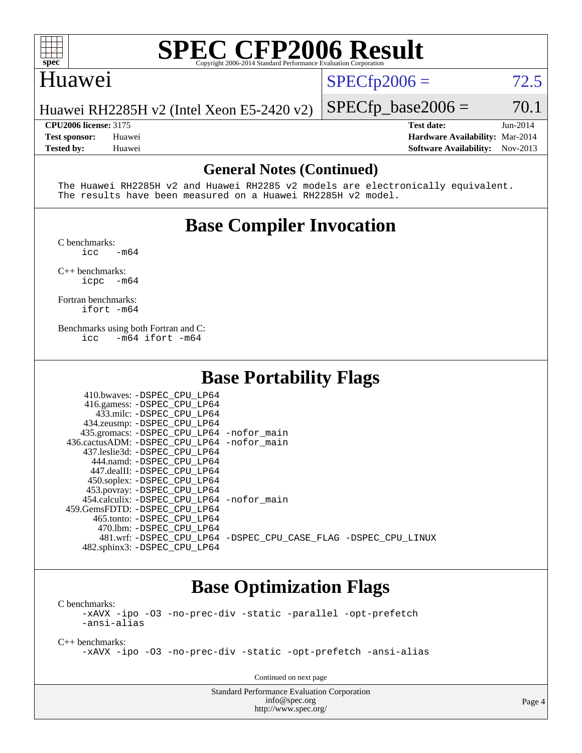# SPEC CFP2006 Result

Copyright 2006-2014 Standard Performance Evaluation Corporation

## Huawei

Huawei RH2285H v2 (Intel Xeon E5-2420 v2)

SPECfp2006 = 72.5

SPECfp_base2006 = 70.1

**CPU2006 license:** 3175
**Test sponsor:** Huawei
**Tested by:** Huawei

**Test date:** Jun-2014
**Hardware Availability:** Mar-2014
**Software Availability:** Nov-2013

## General Notes (Continued)

```
The Huawei RH2285H v2 and Huawei RH2285 v2 models are electronically equivalent.
The results have been measured on a Huawei RH2285H v2 model.
```

## Base Compiler Invocation

C benchmarks:
```
icc   -m64
```

C++ benchmarks:
```
icpc  -m64
```

Fortran benchmarks:
```
ifort -m64
```

Benchmarks using both Fortran and C:
```
icc   -m64 ifort -m64
```

## Base Portability Flags

```
     410.bwaves: -DSPEC_CPU_LP64
     416.gamess: -DSPEC_CPU_LP64
       433.milc: -DSPEC_CPU_LP64
     434.zeusmp: -DSPEC_CPU_LP64
    435.gromacs: -DSPEC_CPU_LP64 -nofor_main
 436.cactusADM: -DSPEC_CPU_LP64 -nofor_main
    437.leslie3d: -DSPEC_CPU_LP64
      444.namd: -DSPEC_CPU_LP64
     447.dealII: -DSPEC_CPU_LP64
     450.soplex: -DSPEC_CPU_LP64
     453.povray: -DSPEC_CPU_LP64
   454.calculix: -DSPEC_CPU_LP64 -nofor_main
 459.GemsFDTD: -DSPEC_CPU_LP64
      465.tonto: -DSPEC_CPU_LP64
        470.lbm: -DSPEC_CPU_LP64
        481.wrf: -DSPEC_CPU_LP64 -DSPEC_CPU_CASE_FLAG -DSPEC_CPU_LINUX
    482.sphinx3: -DSPEC_CPU_LP64
```

## Base Optimization Flags

C benchmarks:
```
-xAVX -ipo -O3 -no-prec-div -static -parallel -opt-prefetch
-ansi-alias
```

C++ benchmarks:
```
-xAVX -ipo -O3 -no-prec-div -static -opt-prefetch -ansi-alias
```

Continued on next page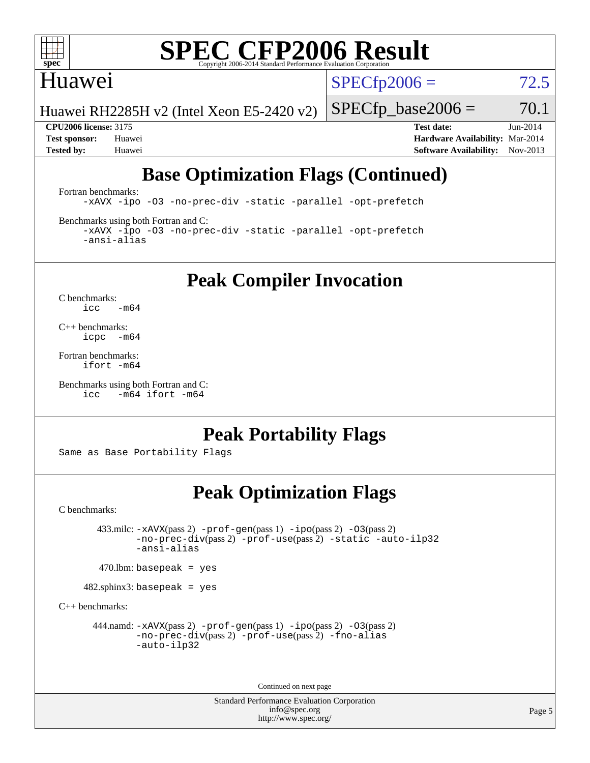# Huawei

Huawei RH2285H v2 (Intel Xeon E5-2420 v2)

SPECfp2006 = 72.5

SPECfp_base2006 = 70.1

**CPU2006 license:** 3175
**Test sponsor:** Huawei
**Tested by:** Huawei

**Test date:** Jun-2014
**Hardware Availability:** Mar-2014
**Software Availability:** Nov-2013

## Base Optimization Flags (Continued)

Fortran benchmarks:

```
-xAVX -ipo -O3 -no-prec-div -static -parallel -opt-prefetch
```

Benchmarks using both Fortran and C:

```
-xAVX -ipo -O3 -no-prec-div -static -parallel -opt-prefetch
-ansi-alias
```

## Peak Compiler Invocation

C benchmarks:

```
icc   -m64
```

C++ benchmarks:

```
icpc  -m64
```

Fortran benchmarks:

```
ifort -m64
```

Benchmarks using both Fortran and C:

```
icc   -m64 ifort -m64
```

## Peak Portability Flags

Same as Base Portability Flags

## Peak Optimization Flags

C benchmarks:

433.milc: -xAVX(pass 2) -prof-gen(pass 1) -ipo(pass 2) -O3(pass 2) -no-prec-div(pass 2) -prof-use(pass 2) -static -auto-ilp32 -ansi-alias

470.lbm: basepeak = yes

482.sphinx3: basepeak = yes

C++ benchmarks:

444.namd: -xAVX(pass 2) -prof-gen(pass 1) -ipo(pass 2) -O3(pass 2) -no-prec-div(pass 2) -prof-use(pass 2) -fno-alias -auto-ilp32

Continued on next page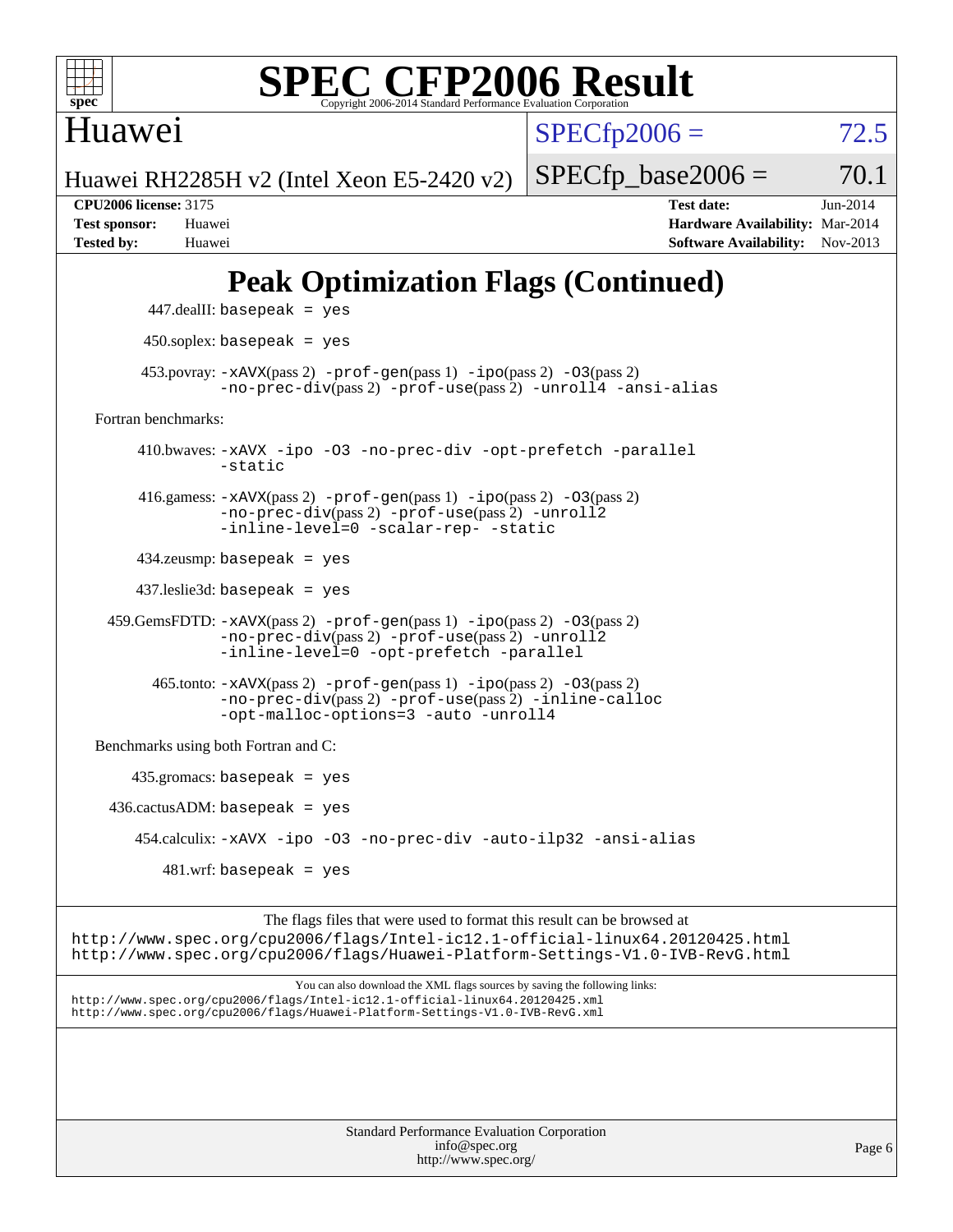# Peak Optimization Flags (Continued)

447.dealII: basepeak = yes

450.soplex: basepeak = yes

453.povray: -xAVX(pass 2) -prof-gen(pass 1) -ipo(pass 2) -O3(pass 2) -no-prec-div(pass 2) -prof-use(pass 2) -unroll4 -ansi-alias

Fortran benchmarks:

410.bwaves: -xAVX -ipo -O3 -no-prec-div -opt-prefetch -parallel -static

416.gamess: -xAVX(pass 2) -prof-gen(pass 1) -ipo(pass 2) -O3(pass 2) -no-prec-div(pass 2) -prof-use(pass 2) -unroll2 -inline-level=0 -scalar-rep- -static

434.zeusmp: basepeak = yes

437.leslie3d: basepeak = yes

459.GemsFDTD: -xAVX(pass 2) -prof-gen(pass 1) -ipo(pass 2) -O3(pass 2) -no-prec-div(pass 2) -prof-use(pass 2) -unroll2 -inline-level=0 -opt-prefetch -parallel

465.tonto: -xAVX(pass 2) -prof-gen(pass 1) -ipo(pass 2) -O3(pass 2) -no-prec-div(pass 2) -prof-use(pass 2) -inline-calloc -opt-malloc-options=3 -auto -unroll4

Benchmarks using both Fortran and C:

435.gromacs: basepeak = yes

436.cactusADM: basepeak = yes

454.calculix: -xAVX -ipo -O3 -no-prec-div -auto-ilp32 -ansi-alias

481.wrf: basepeak = yes

The flags files that were used to format this result can be browsed at
http://www.spec.org/cpu2006/flags/Intel-ic12.1-official-linux64.20120425.html
http://www.spec.org/cpu2006/flags/Huawei-Platform-Settings-V1.0-IVB-RevG.html

You can also download the XML flags sources by saving the following links:
http://www.spec.org/cpu2006/flags/Intel-ic12.1-official-linux64.20120425.xml
http://www.spec.org/cpu2006/flags/Huawei-Platform-Settings-V1.0-IVB-RevG.xml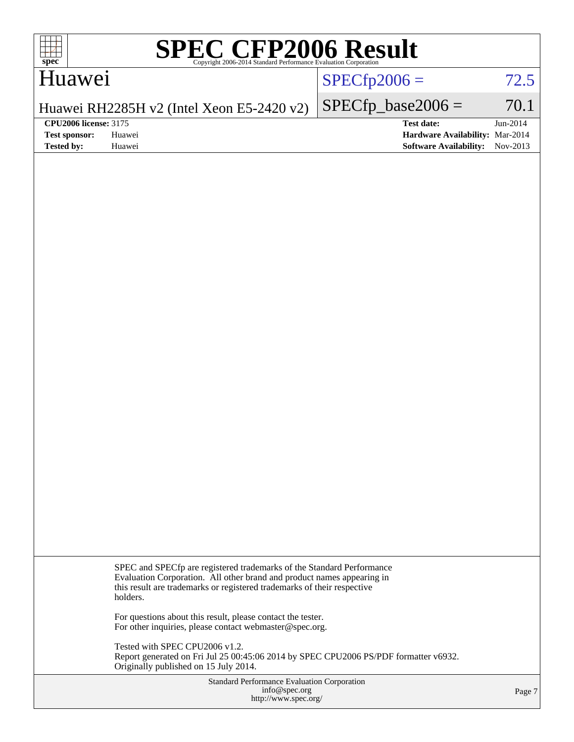SPEC and SPECfp are registered trademarks of the Standard Performance Evaluation Corporation. All other brand and product names appearing in this result are trademarks or registered trademarks of their respective holders.

For questions about this result, please contact the tester.
For other inquiries, please contact webmaster@spec.org.

Tested with SPEC CPU2006 v1.2.
Report generated on Fri Jul 25 00:45:06 2014 by SPEC CPU2006 PS/PDF formatter v6932.
Originally published on 15 July 2014.